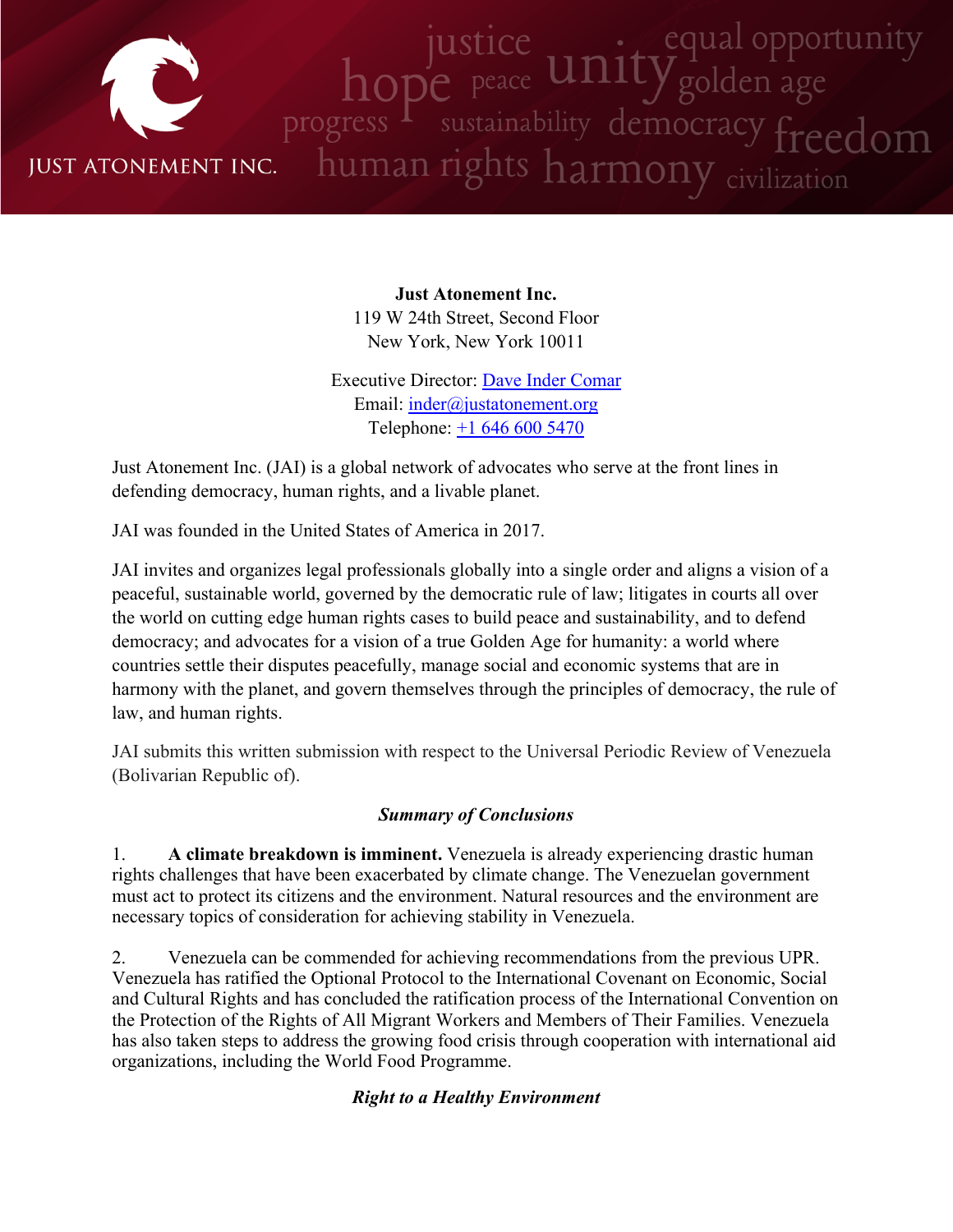**Just Atonement Inc.**
119 W 24th Street, Second Floor
New York, New York 10011

Executive Director: Dave Inder Comar
Email: inder@justatonement.org
Telephone: +1 646 600 5470

Just Atonement Inc. (JAI) is a global network of advocates who serve at the front lines in defending democracy, human rights, and a livable planet.

JAI was founded in the United States of America in 2017.

JAI invites and organizes legal professionals globally into a single order and aligns a vision of a peaceful, sustainable world, governed by the democratic rule of law; litigates in courts all over the world on cutting edge human rights cases to build peace and sustainability, and to defend democracy; and advocates for a vision of a true Golden Age for humanity: a world where countries settle their disputes peacefully, manage social and economic systems that are in harmony with the planet, and govern themselves through the principles of democracy, the rule of law, and human rights.

JAI submits this written submission with respect to the Universal Periodic Review of Venezuela (Bolivarian Republic of).

### *Summary of Conclusions*

1. **A climate breakdown is imminent.** Venezuela is already experiencing drastic human rights challenges that have been exacerbated by climate change. The Venezuelan government must act to protect its citizens and the environment. Natural resources and the environment are necessary topics of consideration for achieving stability in Venezuela.

2. Venezuela can be commended for achieving recommendations from the previous UPR. Venezuela has ratified the Optional Protocol to the International Covenant on Economic, Social and Cultural Rights and has concluded the ratification process of the International Convention on the Protection of the Rights of All Migrant Workers and Members of Their Families. Venezuela has also taken steps to address the growing food crisis through cooperation with international aid organizations, including the World Food Programme.

### *Right to a Healthy Environment*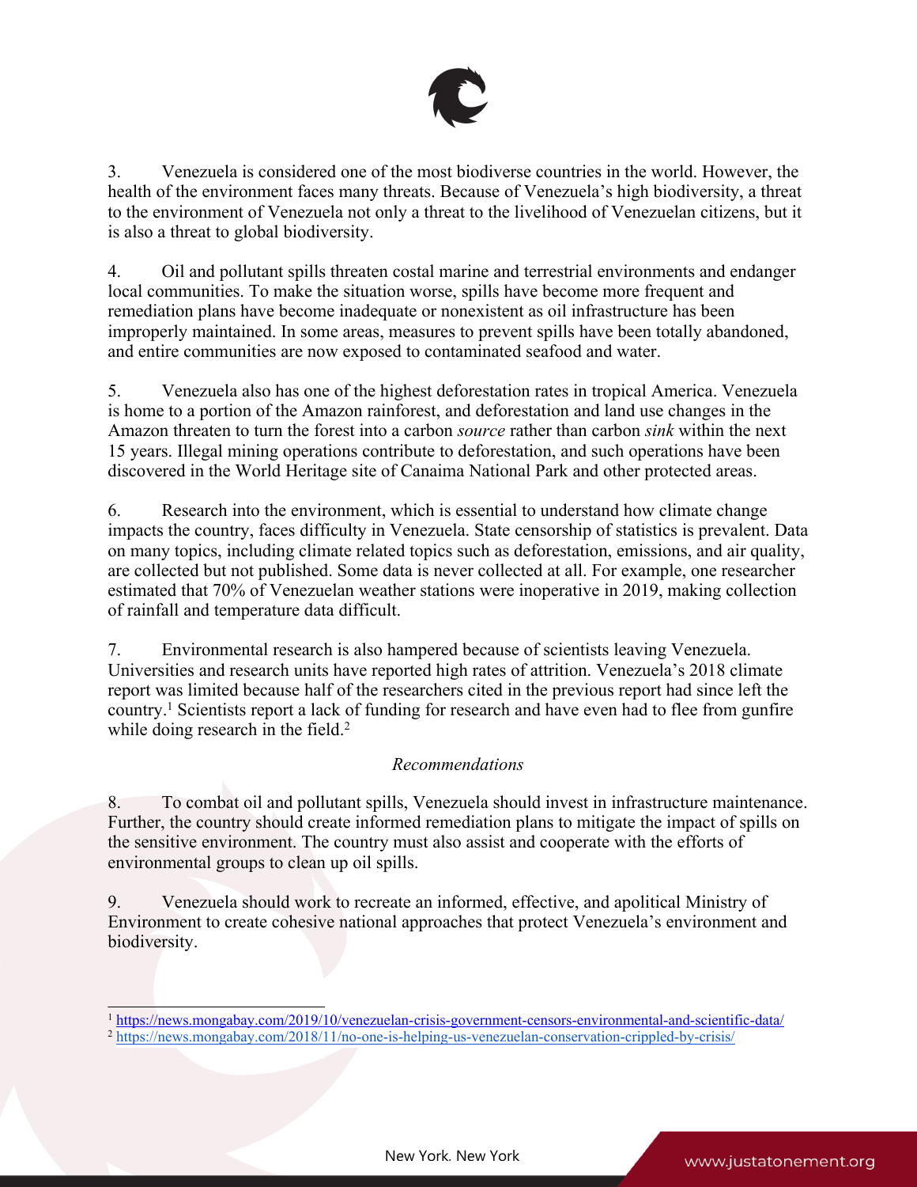3. Venezuela is considered one of the most biodiverse countries in the world. However, the health of the environment faces many threats. Because of Venezuela's high biodiversity, a threat to the environment of Venezuela not only a threat to the livelihood of Venezuelan citizens, but it is also a threat to global biodiversity.

4. Oil and pollutant spills threaten costal marine and terrestrial environments and endanger local communities. To make the situation worse, spills have become more frequent and remediation plans have become inadequate or nonexistent as oil infrastructure has been improperly maintained. In some areas, measures to prevent spills have been totally abandoned, and entire communities are now exposed to contaminated seafood and water.

5. Venezuela also has one of the highest deforestation rates in tropical America. Venezuela is home to a portion of the Amazon rainforest, and deforestation and land use changes in the Amazon threaten to turn the forest into a carbon *source* rather than carbon *sink* within the next 15 years. Illegal mining operations contribute to deforestation, and such operations have been discovered in the World Heritage site of Canaima National Park and other protected areas.

6. Research into the environment, which is essential to understand how climate change impacts the country, faces difficulty in Venezuela. State censorship of statistics is prevalent. Data on many topics, including climate related topics such as deforestation, emissions, and air quality, are collected but not published. Some data is never collected at all. For example, one researcher estimated that 70% of Venezuelan weather stations were inoperative in 2019, making collection of rainfall and temperature data difficult.

7. Environmental research is also hampered because of scientists leaving Venezuela. Universities and research units have reported high rates of attrition. Venezuela's 2018 climate report was limited because half of the researchers cited in the previous report had since left the country.[1] Scientists report a lack of funding for research and have even had to flee from gunfire while doing research in the field.[2]

*Recommendations*

8. To combat oil and pollutant spills, Venezuela should invest in infrastructure maintenance. Further, the country should create informed remediation plans to mitigate the impact of spills on the sensitive environment. The country must also assist and cooperate with the efforts of environmental groups to clean up oil spills.

9. Venezuela should work to recreate an informed, effective, and apolitical Ministry of Environment to create cohesive national approaches that protect Venezuela's environment and biodiversity.

[1] https://news.mongabay.com/2019/10/venezuelan-crisis-government-censors-environmental-and-scientific-data/

[2] https://news.mongabay.com/2018/11/no-one-is-helping-us-venezuelan-conservation-crippled-by-crisis/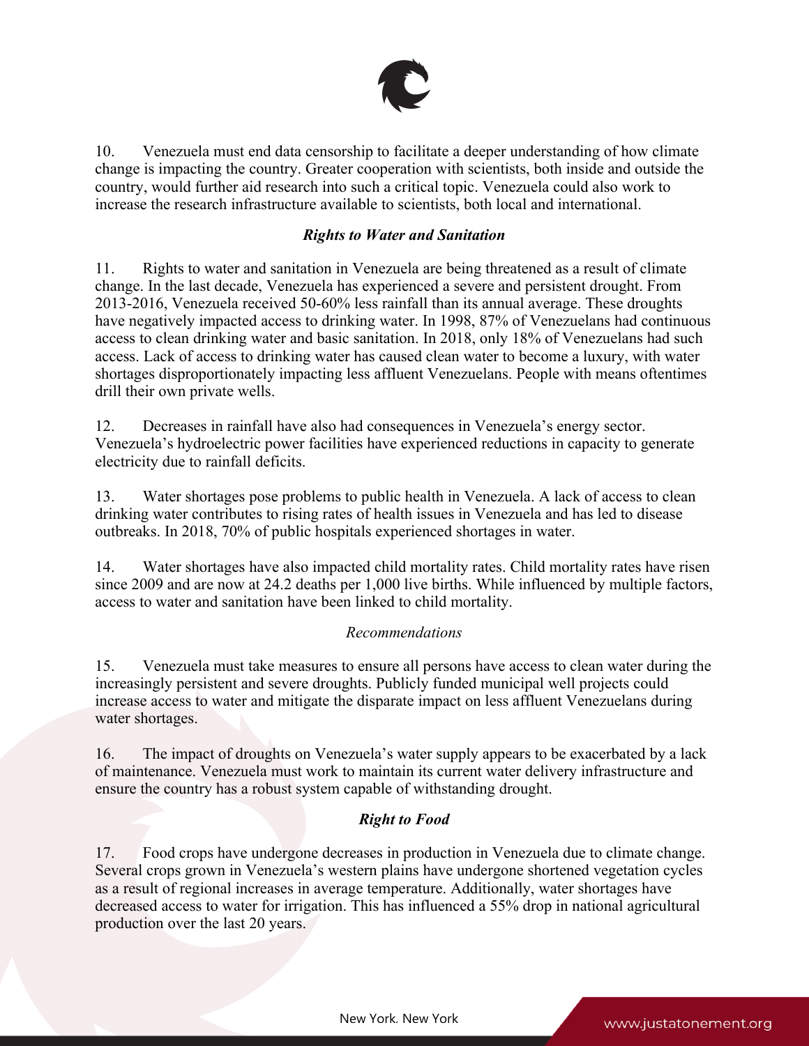10. Venezuela must end data censorship to facilitate a deeper understanding of how climate change is impacting the country. Greater cooperation with scientists, both inside and outside the country, would further aid research into such a critical topic. Venezuela could also work to increase the research infrastructure available to scientists, both local and international.

### *Rights to Water and Sanitation*

11. Rights to water and sanitation in Venezuela are being threatened as a result of climate change. In the last decade, Venezuela has experienced a severe and persistent drought. From 2013-2016, Venezuela received 50-60% less rainfall than its annual average. These droughts have negatively impacted access to drinking water. In 1998, 87% of Venezuelans had continuous access to clean drinking water and basic sanitation. In 2018, only 18% of Venezuelans had such access. Lack of access to drinking water has caused clean water to become a luxury, with water shortages disproportionately impacting less affluent Venezuelans. People with means oftentimes drill their own private wells.

12. Decreases in rainfall have also had consequences in Venezuela's energy sector. Venezuela's hydroelectric power facilities have experienced reductions in capacity to generate electricity due to rainfall deficits.

13. Water shortages pose problems to public health in Venezuela. A lack of access to clean drinking water contributes to rising rates of health issues in Venezuela and has led to disease outbreaks. In 2018, 70% of public hospitals experienced shortages in water.

14. Water shortages have also impacted child mortality rates. Child mortality rates have risen since 2009 and are now at 24.2 deaths per 1,000 live births. While influenced by multiple factors, access to water and sanitation have been linked to child mortality.

#### *Recommendations*

15. Venezuela must take measures to ensure all persons have access to clean water during the increasingly persistent and severe droughts. Publicly funded municipal well projects could increase access to water and mitigate the disparate impact on less affluent Venezuelans during water shortages.

16. The impact of droughts on Venezuela's water supply appears to be exacerbated by a lack of maintenance. Venezuela must work to maintain its current water delivery infrastructure and ensure the country has a robust system capable of withstanding drought.

### *Right to Food*

17. Food crops have undergone decreases in production in Venezuela due to climate change. Several crops grown in Venezuela's western plains have undergone shortened vegetation cycles as a result of regional increases in average temperature. Additionally, water shortages have decreased access to water for irrigation. This has influenced a 55% drop in national agricultural production over the last 20 years.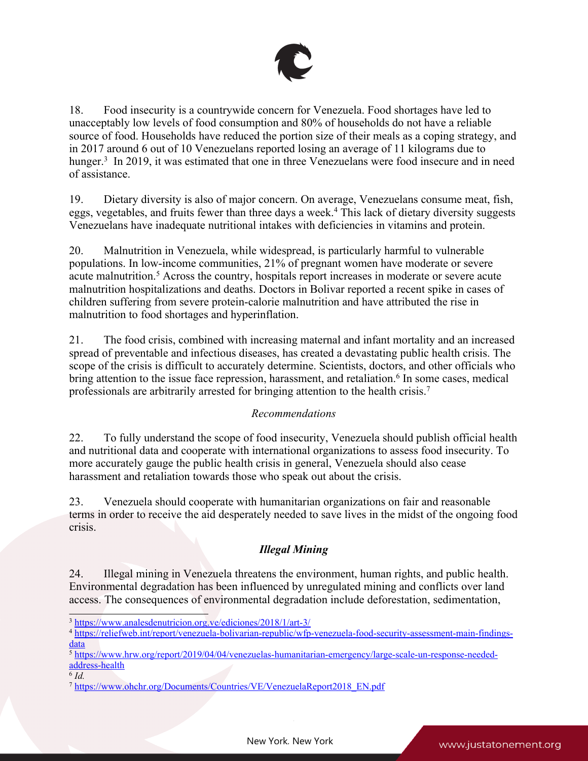18. Food insecurity is a countrywide concern for Venezuela. Food shortages have led to unacceptably low levels of food consumption and 80% of households do not have a reliable source of food. Households have reduced the portion size of their meals as a coping strategy, and in 2017 around 6 out of 10 Venezuelans reported losing an average of 11 kilograms due to hunger.[3] In 2019, it was estimated that one in three Venezuelans were food insecure and in need of assistance.

19. Dietary diversity is also of major concern. On average, Venezuelans consume meat, fish, eggs, vegetables, and fruits fewer than three days a week.[4] This lack of dietary diversity suggests Venezuelans have inadequate nutritional intakes with deficiencies in vitamins and protein.

20. Malnutrition in Venezuela, while widespread, is particularly harmful to vulnerable populations. In low-income communities, 21% of pregnant women have moderate or severe acute malnutrition.[5] Across the country, hospitals report increases in moderate or severe acute malnutrition hospitalizations and deaths. Doctors in Bolivar reported a recent spike in cases of children suffering from severe protein-calorie malnutrition and have attributed the rise in malnutrition to food shortages and hyperinflation.

21. The food crisis, combined with increasing maternal and infant mortality and an increased spread of preventable and infectious diseases, has created a devastating public health crisis. The scope of the crisis is difficult to accurately determine. Scientists, doctors, and other officials who bring attention to the issue face repression, harassment, and retaliation.[6] In some cases, medical professionals are arbitrarily arrested for bringing attention to the health crisis.[7]

*Recommendations*

22. To fully understand the scope of food insecurity, Venezuela should publish official health and nutritional data and cooperate with international organizations to assess food insecurity. To more accurately gauge the public health crisis in general, Venezuela should also cease harassment and retaliation towards those who speak out about the crisis.

23. Venezuela should cooperate with humanitarian organizations on fair and reasonable terms in order to receive the aid desperately needed to save lives in the midst of the ongoing food crisis.

### ***Illegal Mining***

24. Illegal mining in Venezuela threatens the environment, human rights, and public health. Environmental degradation has been influenced by unregulated mining and conflicts over land access. The consequences of environmental degradation include deforestation, sedimentation,

---

[3] https://www.analesdenutricion.org.ve/ediciones/2018/1/art-3/

[4] https://reliefweb.int/report/venezuela-bolivarian-republic/wfp-venezuela-food-security-assessment-main-findings-data

[5] https://www.hrw.org/report/2019/04/04/venezuelas-humanitarian-emergency/large-scale-un-response-needed-address-health

[6] *Id.*

[7] https://www.ohchr.org/Documents/Countries/VE/VenezuelaReport2018_EN.pdf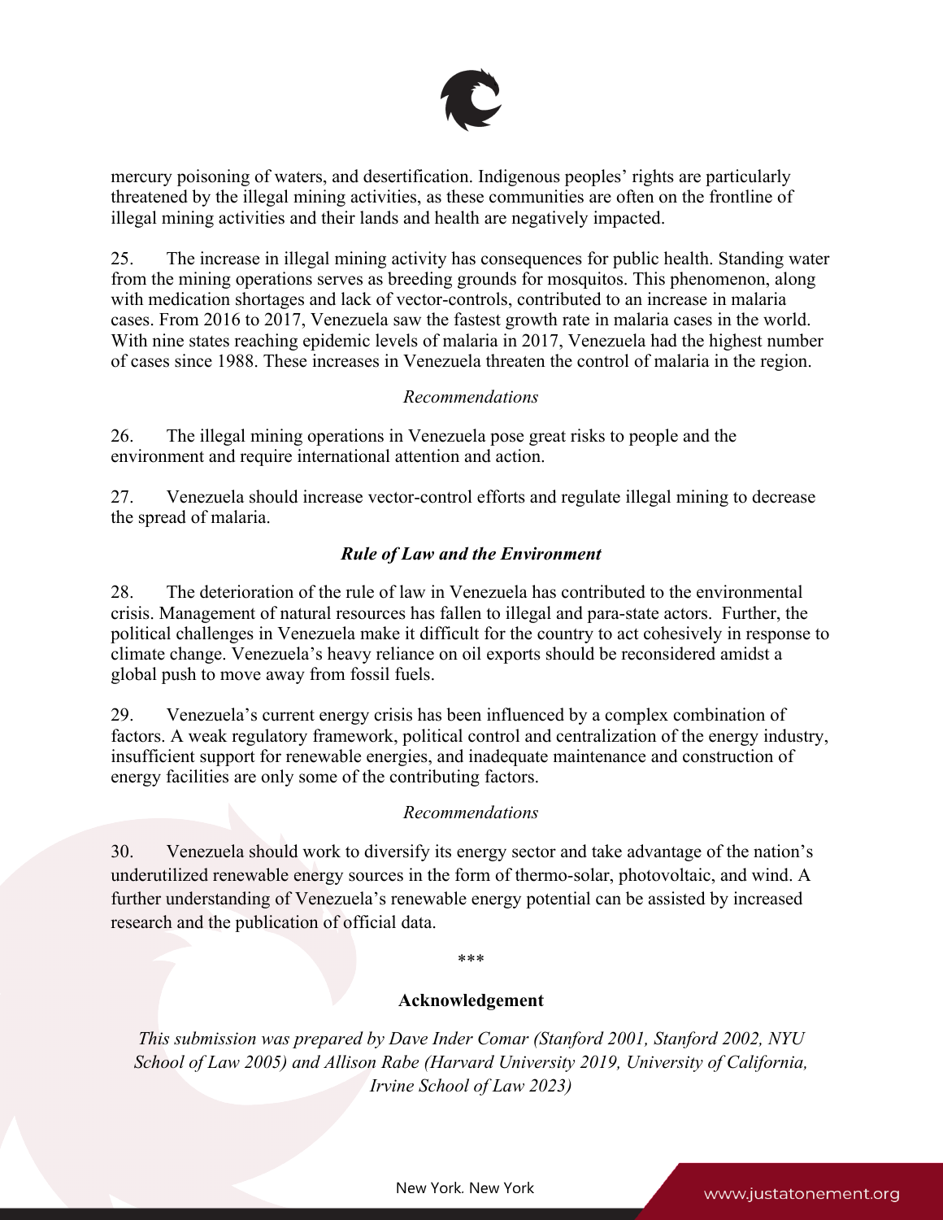mercury poisoning of waters, and desertification. Indigenous peoples' rights are particularly threatened by the illegal mining activities, as these communities are often on the frontline of illegal mining activities and their lands and health are negatively impacted.

25. The increase in illegal mining activity has consequences for public health. Standing water from the mining operations serves as breeding grounds for mosquitos. This phenomenon, along with medication shortages and lack of vector-controls, contributed to an increase in malaria cases. From 2016 to 2017, Venezuela saw the fastest growth rate in malaria cases in the world. With nine states reaching epidemic levels of malaria in 2017, Venezuela had the highest number of cases since 1988. These increases in Venezuela threaten the control of malaria in the region.

*Recommendations*

26. The illegal mining operations in Venezuela pose great risks to people and the environment and require international attention and action.

27. Venezuela should increase vector-control efforts and regulate illegal mining to decrease the spread of malaria.

***Rule of Law and the Environment***

28. The deterioration of the rule of law in Venezuela has contributed to the environmental crisis. Management of natural resources has fallen to illegal and para-state actors. Further, the political challenges in Venezuela make it difficult for the country to act cohesively in response to climate change. Venezuela's heavy reliance on oil exports should be reconsidered amidst a global push to move away from fossil fuels.

29. Venezuela's current energy crisis has been influenced by a complex combination of factors. A weak regulatory framework, political control and centralization of the energy industry, insufficient support for renewable energies, and inadequate maintenance and construction of energy facilities are only some of the contributing factors.

*Recommendations*

30. Venezuela should work to diversify its energy sector and take advantage of the nation's underutilized renewable energy sources in the form of thermo-solar, photovoltaic, and wind. A further understanding of Venezuela's renewable energy potential can be assisted by increased research and the publication of official data.

\*\*\*

**Acknowledgement**

*This submission was prepared by Dave Inder Comar (Stanford 2001, Stanford 2002, NYU School of Law 2005) and Allison Rabe (Harvard University 2019, University of California, Irvine School of Law 2023)*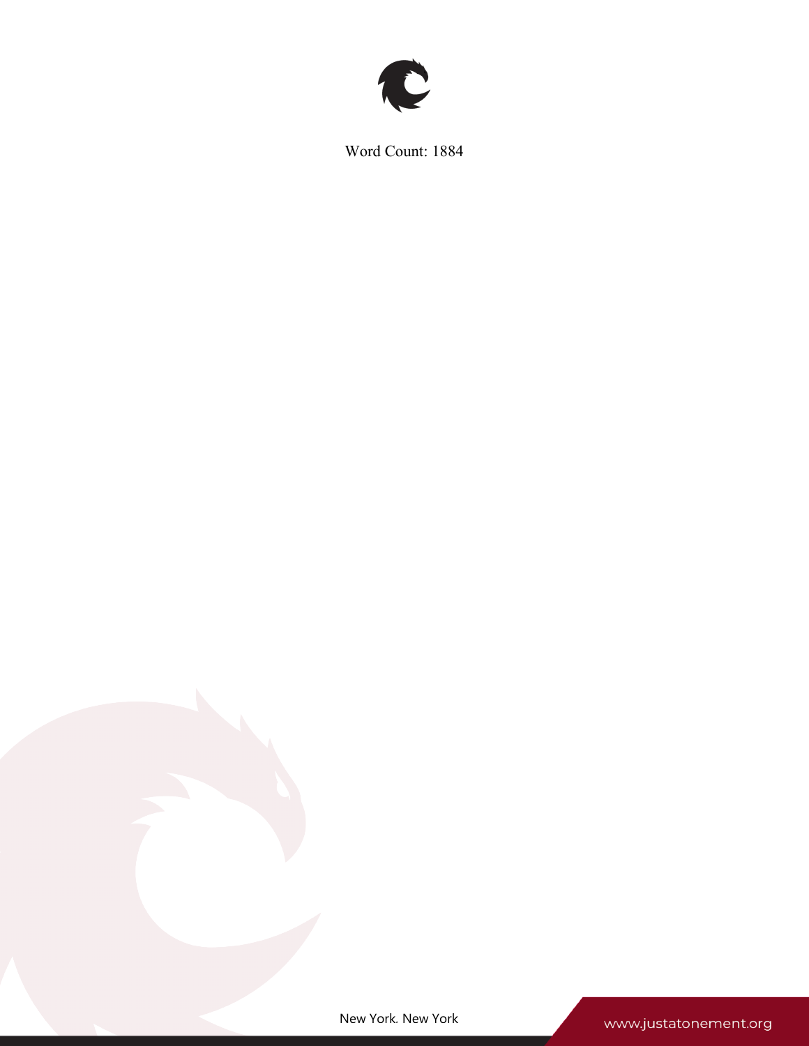Word Count: 1884